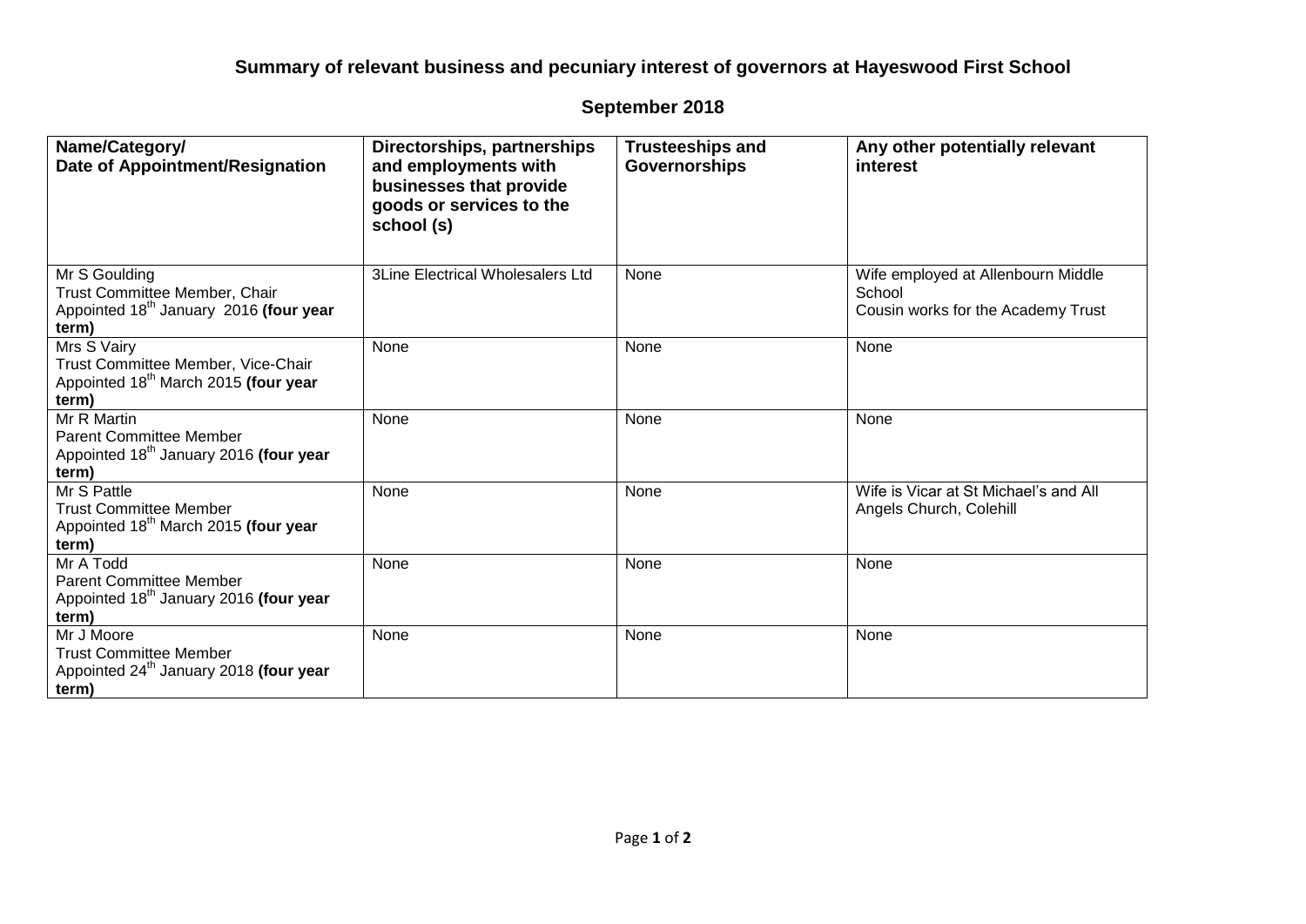# Summary of relevant business and pecuniary interest of governors at Hayeswood First School

## September 2018

| Name/Category/ Date of Appointment/Resignation | Directorships, partnerships and employments with businesses that provide goods or services to the school (s) | Trusteeships and Governorships | Any other potentially relevant interest |
|---|---|---|---|
| Mr S Goulding<br>Trust Committee Member, Chair<br>Appointed 18th January 2016 **(four year term)** | 3Line Electrical Wholesalers Ltd | None | Wife employed at Allenbourn Middle School<br>Cousin works for the Academy Trust |
| Mrs S Vairy<br>Trust Committee Member, Vice-Chair<br>Appointed 18th March 2015 **(four year term)** | None | None | None |
| Mr R Martin<br>Parent Committee Member<br>Appointed 18th January 2016 **(four year term)** | None | None | None |
| Mr S Pattle<br>Trust Committee Member<br>Appointed 18th March 2015 **(four year term)** | None | None | Wife is Vicar at St Michael's and All Angels Church, Colehill |
| Mr A Todd<br>Parent Committee Member<br>Appointed 18th January 2016 **(four year term)** | None | None | None |
| Mr J Moore<br>Trust Committee Member<br>Appointed 24th January 2018 **(four year term)** | None | None | None |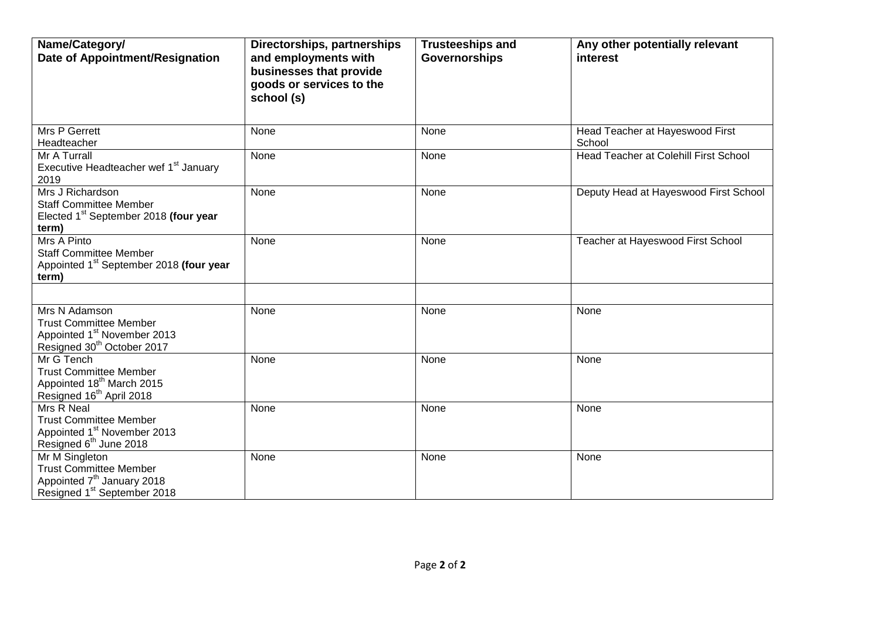| Name/Category/<br>Date of Appointment/Resignation | Directorships, partnerships and employments with businesses that provide goods or services to the school (s) | Trusteeships and Governorships | Any other potentially relevant interest |
|---|---|---|---|
| Mrs P Gerrett<br>Headteacher | None | None | Head Teacher at Hayeswood First School |
| Mr A Turrall<br>Executive Headteacher wef 1st January 2019 | None | None | Head Teacher at Colehill First School |
| Mrs J Richardson<br>Staff Committee Member<br>Elected 1st September 2018 **(four year term)** | None | None | Deputy Head at Hayeswood First School |
| Mrs A Pinto<br>Staff Committee Member<br>Appointed 1st September 2018 **(four year term)** | None | None | Teacher at Hayeswood First School |
| | | | |
| Mrs N Adamson<br>Trust Committee Member<br>Appointed 1st November 2013<br>Resigned 30th October 2017 | None | None | None |
| Mr G Tench<br>Trust Committee Member<br>Appointed 18th March 2015<br>Resigned 16th April 2018 | None | None | None |
| Mrs R Neal<br>Trust Committee Member<br>Appointed 1st November 2013<br>Resigned 6th June 2018 | None | None | None |
| Mr M Singleton<br>Trust Committee Member<br>Appointed 7th January 2018<br>Resigned 1st September 2018 | None | None | None |